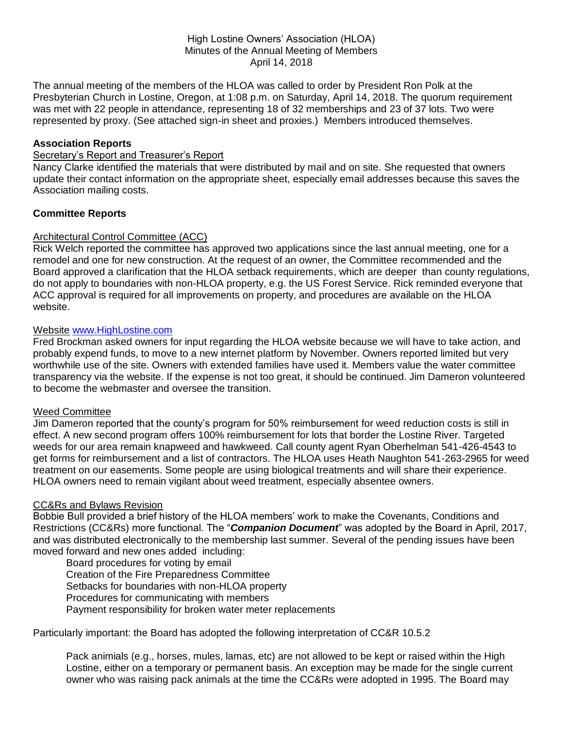High Lostine Owners' Association (HLOA)
Minutes of the Annual Meeting of Members
April 14, 2018

The annual meeting of the members of the HLOA was called to order by President Ron Polk at the Presbyterian Church in Lostine, Oregon, at 1:08 p.m. on Saturday, April 14, 2018. The quorum requirement was met with 22 people in attendance, representing 18 of 32 memberships and 23 of 37 lots. Two were represented by proxy. (See attached sign-in sheet and proxies.) Members introduced themselves.

**Association Reports**

Secretary's Report and Treasurer's Report

Nancy Clarke identified the materials that were distributed by mail and on site. She requested that owners update their contact information on the appropriate sheet, especially email addresses because this saves the Association mailing costs.

**Committee Reports**

Architectural Control Committee (ACC)

Rick Welch reported the committee has approved two applications since the last annual meeting, one for a remodel and one for new construction. At the request of an owner, the Committee recommended and the Board approved a clarification that the HLOA setback requirements, which are deeper than county regulations, do not apply to boundaries with non-HLOA property, e.g. the US Forest Service. Rick reminded everyone that ACC approval is required for all improvements on property, and procedures are available on the HLOA website.

Website www.HighLostine.com

Fred Brockman asked owners for input regarding the HLOA website because we will have to take action, and probably expend funds, to move to a new internet platform by November. Owners reported limited but very worthwhile use of the site. Owners with extended families have used it. Members value the water committee transparency via the website. If the expense is not too great, it should be continued. Jim Dameron volunteered to become the webmaster and oversee the transition.

Weed Committee

Jim Dameron reported that the county's program for 50% reimbursement for weed reduction costs is still in effect. A new second program offers 100% reimbursement for lots that border the Lostine River. Targeted weeds for our area remain knapweed and hawkweed. Call county agent Ryan Oberhelman 541-426-4543 to get forms for reimbursement and a list of contractors. The HLOA uses Heath Naughton 541-263-2965 for weed treatment on our easements. Some people are using biological treatments and will share their experience. HLOA owners need to remain vigilant about weed treatment, especially absentee owners.

CC&Rs and Bylaws Revision

Bobbie Bull provided a brief history of the HLOA members' work to make the Covenants, Conditions and Restrictions (CC&Rs) more functional. The "***Companion Document***" was adopted by the Board in April, 2017, and was distributed electronically to the membership last summer. Several of the pending issues have been moved forward and new ones added including:

- Board procedures for voting by email
- Creation of the Fire Preparedness Committee
- Setbacks for boundaries with non-HLOA property
- Procedures for communicating with members
- Payment responsibility for broken water meter replacements

Particularly important: the Board has adopted the following interpretation of CC&R 10.5.2

> Pack animals (e.g., horses, mules, lamas, etc) are not allowed to be kept or raised within the High Lostine, either on a temporary or permanent basis. An exception may be made for the single current owner who was raising pack animals at the time the CC&Rs were adopted in 1995. The Board may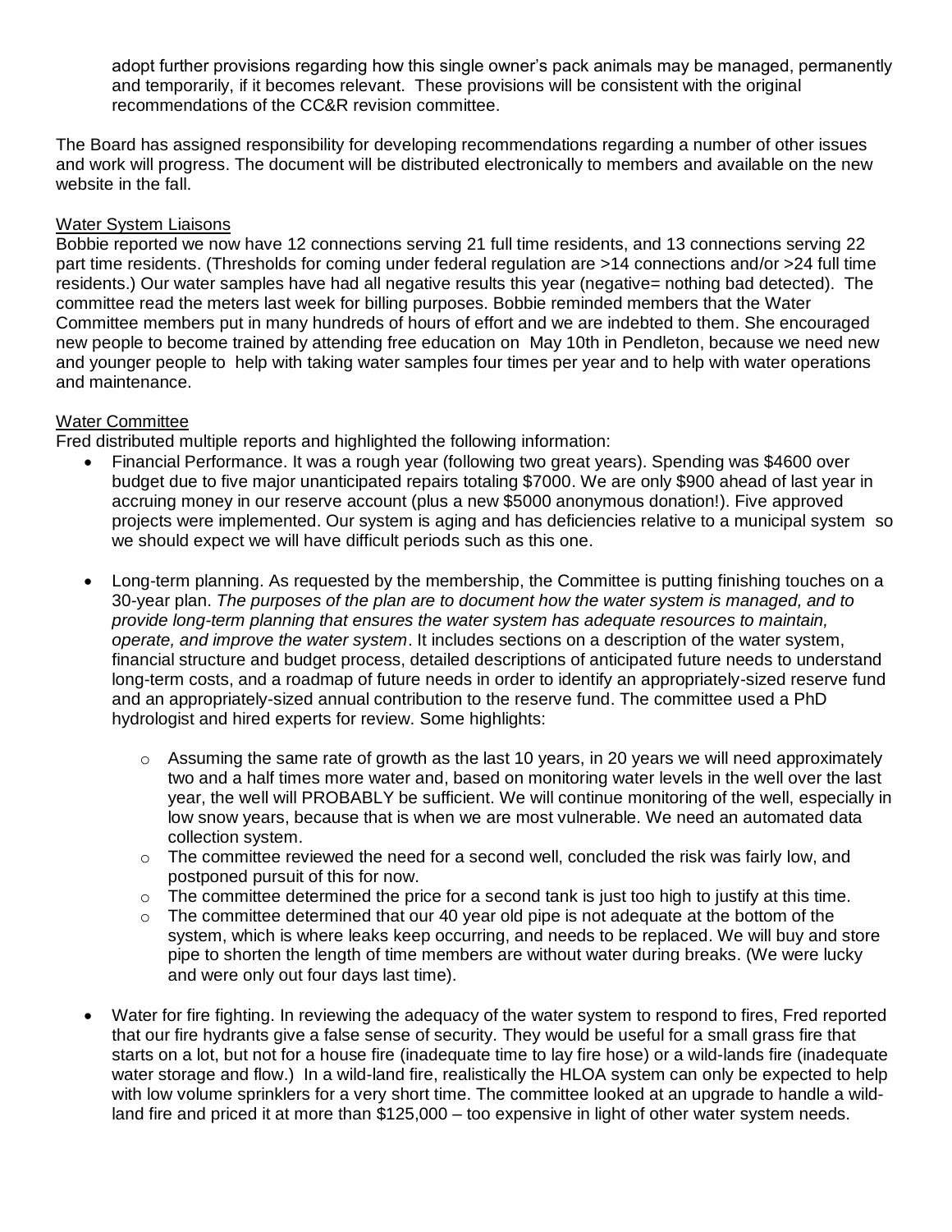adopt further provisions regarding how this single owner's pack animals may be managed, permanently and temporarily, if it becomes relevant. These provisions will be consistent with the original recommendations of the CC&R revision committee.

The Board has assigned responsibility for developing recommendations regarding a number of other issues and work will progress. The document will be distributed electronically to members and available on the new website in the fall.

<u>Water System Liaisons</u>

Bobbie reported we now have 12 connections serving 21 full time residents, and 13 connections serving 22 part time residents. (Thresholds for coming under federal regulation are >14 connections and/or >24 full time residents.) Our water samples have had all negative results this year (negative= nothing bad detected). The committee read the meters last week for billing purposes. Bobbie reminded members that the Water Committee members put in many hundreds of hours of effort and we are indebted to them. She encouraged new people to become trained by attending free education on May 10th in Pendleton, because we need new and younger people to help with taking water samples four times per year and to help with water operations and maintenance.

<u>Water Committee</u>

Fred distributed multiple reports and highlighted the following information:

- Financial Performance. It was a rough year (following two great years). Spending was $4600 over budget due to five major unanticipated repairs totaling $7000. We are only $900 ahead of last year in accruing money in our reserve account (plus a new $5000 anonymous donation!). Five approved projects were implemented. Our system is aging and has deficiencies relative to a municipal system so we should expect we will have difficult periods such as this one.

- Long-term planning. As requested by the membership, the Committee is putting finishing touches on a 30-year plan. *The purposes of the plan are to document how the water system is managed, and to provide long-term planning that ensures the water system has adequate resources to maintain, operate, and improve the water system*. It includes sections on a description of the water system, financial structure and budget process, detailed descriptions of anticipated future needs to understand long-term costs, and a roadmap of future needs in order to identify an appropriately-sized reserve fund and an appropriately-sized annual contribution to the reserve fund. The committee used a PhD hydrologist and hired experts for review. Some highlights:

  - Assuming the same rate of growth as the last 10 years, in 20 years we will need approximately two and a half times more water and, based on monitoring water levels in the well over the last year, the well will PROBABLY be sufficient. We will continue monitoring of the well, especially in low snow years, because that is when we are most vulnerable. We need an automated data collection system.
  - The committee reviewed the need for a second well, concluded the risk was fairly low, and postponed pursuit of this for now.
  - The committee determined the price for a second tank is just too high to justify at this time.
  - The committee determined that our 40 year old pipe is not adequate at the bottom of the system, which is where leaks keep occurring, and needs to be replaced. We will buy and store pipe to shorten the length of time members are without water during breaks. (We were lucky and were only out four days last time).

- Water for fire fighting. In reviewing the adequacy of the water system to respond to fires, Fred reported that our fire hydrants give a false sense of security. They would be useful for a small grass fire that starts on a lot, but not for a house fire (inadequate time to lay fire hose) or a wild-lands fire (inadequate water storage and flow.) In a wild-land fire, realistically the HLOA system can only be expected to help with low volume sprinklers for a very short time. The committee looked at an upgrade to handle a wild-land fire and priced it at more than $125,000 – too expensive in light of other water system needs.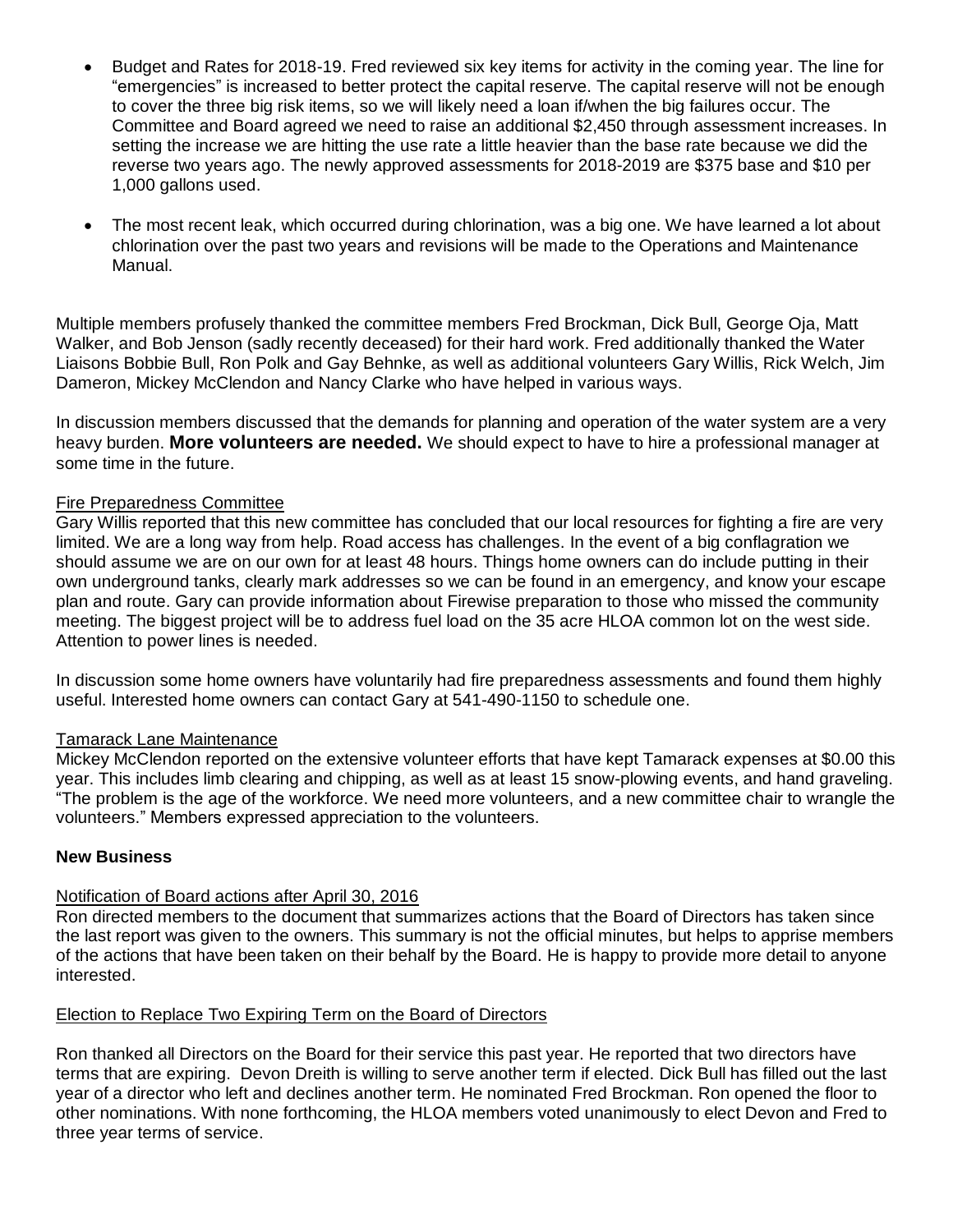- Budget and Rates for 2018-19. Fred reviewed six key items for activity in the coming year. The line for "emergencies" is increased to better protect the capital reserve. The capital reserve will not be enough to cover the three big risk items, so we will likely need a loan if/when the big failures occur. The Committee and Board agreed we need to raise an additional $2,450 through assessment increases. In setting the increase we are hitting the use rate a little heavier than the base rate because we did the reverse two years ago. The newly approved assessments for 2018-2019 are $375 base and $10 per 1,000 gallons used.

- The most recent leak, which occurred during chlorination, was a big one. We have learned a lot about chlorination over the past two years and revisions will be made to the Operations and Maintenance Manual.

Multiple members profusely thanked the committee members Fred Brockman, Dick Bull, George Oja, Matt Walker, and Bob Jenson (sadly recently deceased) for their hard work. Fred additionally thanked the Water Liaisons Bobbie Bull, Ron Polk and Gay Behnke, as well as additional volunteers Gary Willis, Rick Welch, Jim Dameron, Mickey McClendon and Nancy Clarke who have helped in various ways.

In discussion members discussed that the demands for planning and operation of the water system are a very heavy burden. **More volunteers are needed.** We should expect to have to hire a professional manager at some time in the future.

Fire Preparedness Committee

Gary Willis reported that this new committee has concluded that our local resources for fighting a fire are very limited. We are a long way from help. Road access has challenges. In the event of a big conflagration we should assume we are on our own for at least 48 hours. Things home owners can do include putting in their own underground tanks, clearly mark addresses so we can be found in an emergency, and know your escape plan and route. Gary can provide information about Firewise preparation to those who missed the community meeting. The biggest project will be to address fuel load on the 35 acre HLOA common lot on the west side. Attention to power lines is needed.

In discussion some home owners have voluntarily had fire preparedness assessments and found them highly useful. Interested home owners can contact Gary at 541-490-1150 to schedule one.

Tamarack Lane Maintenance

Mickey McClendon reported on the extensive volunteer efforts that have kept Tamarack expenses at $0.00 this year. This includes limb clearing and chipping, as well as at least 15 snow-plowing events, and hand graveling. "The problem is the age of the workforce. We need more volunteers, and a new committee chair to wrangle the volunteers." Members expressed appreciation to the volunteers.

**New Business**

Notification of Board actions after April 30, 2016

Ron directed members to the document that summarizes actions that the Board of Directors has taken since the last report was given to the owners. This summary is not the official minutes, but helps to apprise members of the actions that have been taken on their behalf by the Board. He is happy to provide more detail to anyone interested.

Election to Replace Two Expiring Term on the Board of Directors

Ron thanked all Directors on the Board for their service this past year. He reported that two directors have terms that are expiring. Devon Dreith is willing to serve another term if elected. Dick Bull has filled out the last year of a director who left and declines another term. He nominated Fred Brockman. Ron opened the floor to other nominations. With none forthcoming, the HLOA members voted unanimously to elect Devon and Fred to three year terms of service.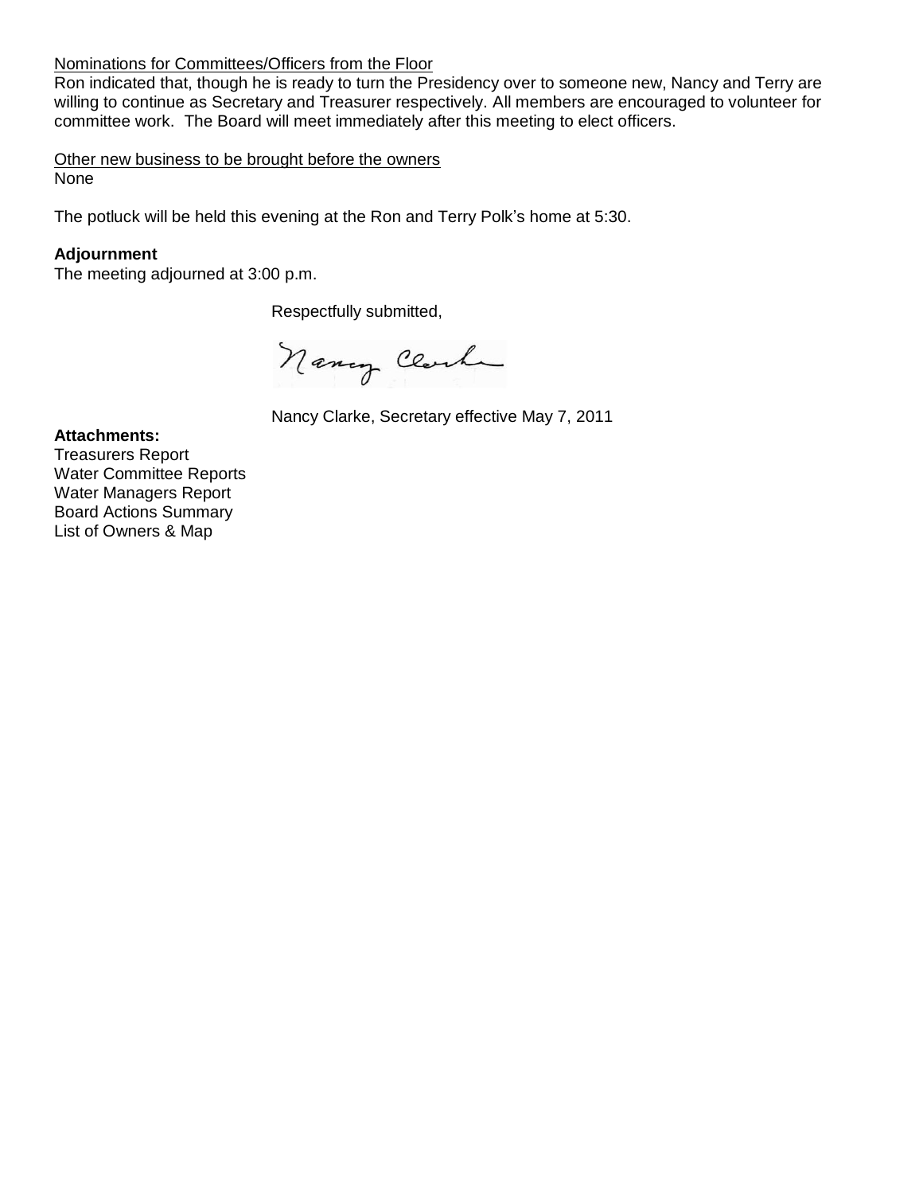<u>Nominations for Committees/Officers from the Floor</u>

Ron indicated that, though he is ready to turn the Presidency over to someone new, Nancy and Terry are willing to continue as Secretary and Treasurer respectively. All members are encouraged to volunteer for committee work. The Board will meet immediately after this meeting to elect officers.

<u>Other new business to be brought before the owners</u>

None

The potluck will be held this evening at the Ron and Terry Polk's home at 5:30.

**Adjournment**

The meeting adjourned at 3:00 p.m.

Respectfully submitted,

Nancy Clarke

Nancy Clarke, Secretary effective May 7, 2011

**Attachments:**

Treasurers Report
Water Committee Reports
Water Managers Report
Board Actions Summary
List of Owners & Map